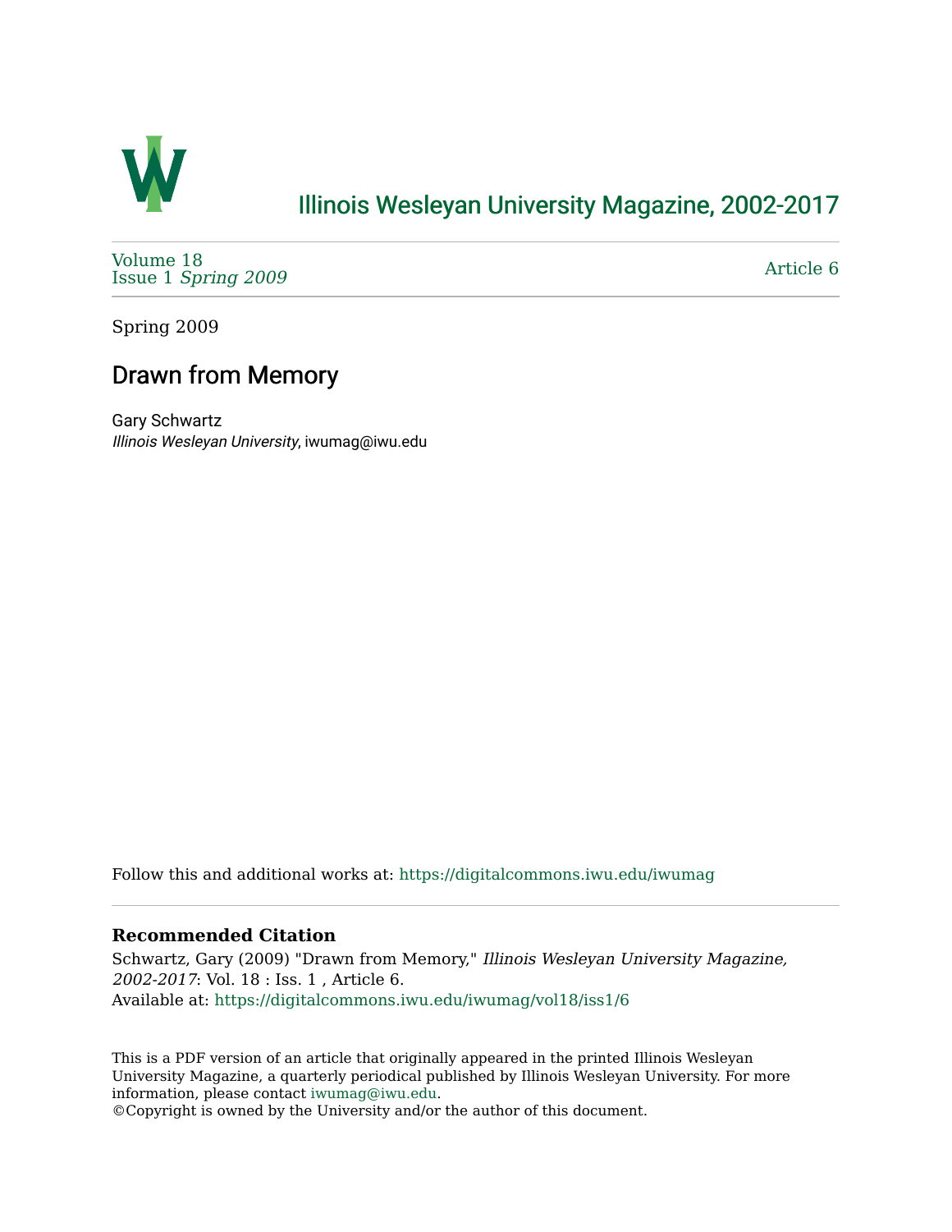# Illinois Wesleyan University Magazine, 2002-2017

Volume 18
Issue 1 *Spring 2009*

Article 6

Spring 2009

## Drawn from Memory

Gary Schwartz
*Illinois Wesleyan University*, iwumag@iwu.edu

Follow this and additional works at: https://digitalcommons.iwu.edu/iwumag

### Recommended Citation

Schwartz, Gary (2009) "Drawn from Memory," *Illinois Wesleyan University Magazine, 2002-2017*: Vol. 18 : Iss. 1 , Article 6.
Available at: https://digitalcommons.iwu.edu/iwumag/vol18/iss1/6

This is a PDF version of an article that originally appeared in the printed Illinois Wesleyan University Magazine, a quarterly periodical published by Illinois Wesleyan University. For more information, please contact iwumag@iwu.edu.
©Copyright is owned by the University and/or the author of this document.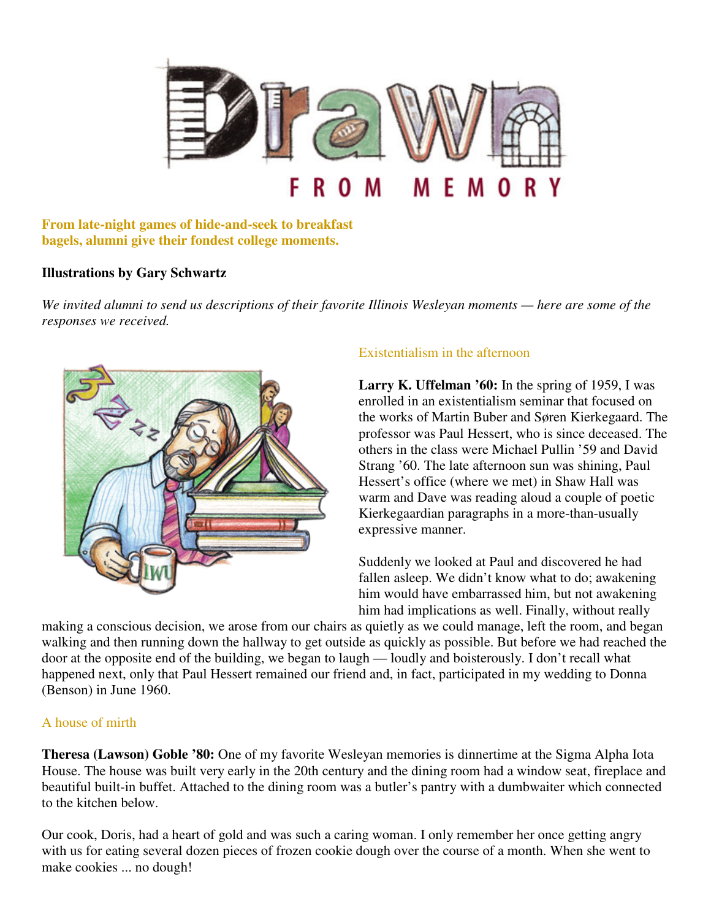# Drawn FROM MEMORY

**From late-night games of hide-and-seek to breakfast bagels, alumni give their fondest college moments.**

**Illustrations by Gary Schwartz**

*We invited alumni to send us descriptions of their favorite Illinois Wesleyan moments — here are some of the responses we received.*

## Existentialism in the afternoon

**Larry K. Uffelman '60:** In the spring of 1959, I was enrolled in an existentialism seminar that focused on the works of Martin Buber and Søren Kierkegaard. The professor was Paul Hessert, who is since deceased. The others in the class were Michael Pullin '59 and David Strang '60. The late afternoon sun was shining, Paul Hessert's office (where we met) in Shaw Hall was warm and Dave was reading aloud a couple of poetic Kierkegaardian paragraphs in a more-than-usually expressive manner.

Suddenly we looked at Paul and discovered he had fallen asleep. We didn't know what to do; awakening him would have embarrassed him, but not awakening him had implications as well. Finally, without really making a conscious decision, we arose from our chairs as quietly as we could manage, left the room, and began walking and then running down the hallway to get outside as quickly as possible. But before we had reached the door at the opposite end of the building, we began to laugh — loudly and boisterously. I don't recall what happened next, only that Paul Hessert remained our friend and, in fact, participated in my wedding to Donna (Benson) in June 1960.

## A house of mirth

**Theresa (Lawson) Goble '80:** One of my favorite Wesleyan memories is dinnertime at the Sigma Alpha Iota House. The house was built very early in the 20th century and the dining room had a window seat, fireplace and beautiful built-in buffet. Attached to the dining room was a butler's pantry with a dumbwaiter which connected to the kitchen below.

Our cook, Doris, had a heart of gold and was such a caring woman. I only remember her once getting angry with us for eating several dozen pieces of frozen cookie dough over the course of a month. When she went to make cookies ... no dough!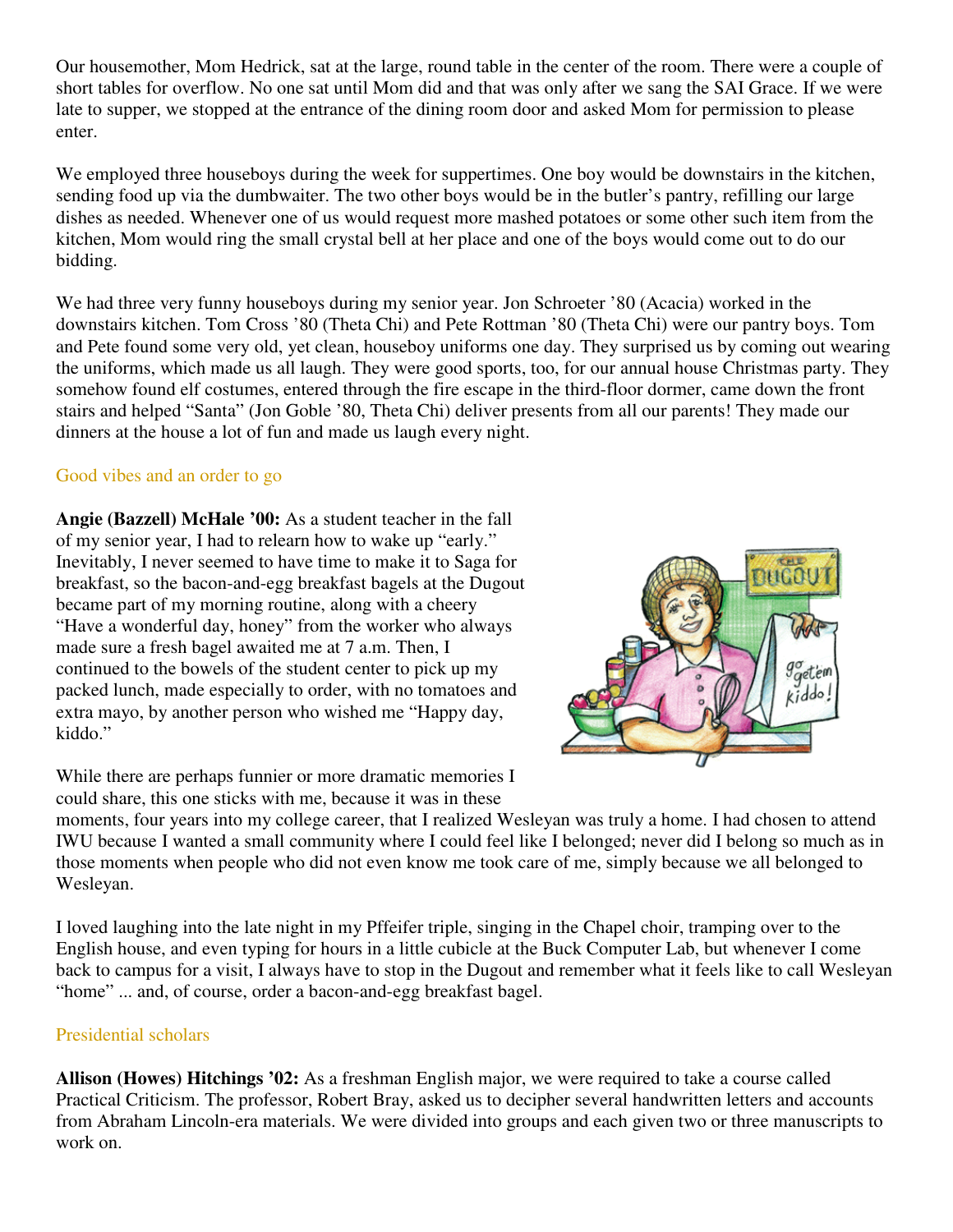Our housemother, Mom Hedrick, sat at the large, round table in the center of the room. There were a couple of short tables for overflow. No one sat until Mom did and that was only after we sang the SAI Grace. If we were late to supper, we stopped at the entrance of the dining room door and asked Mom for permission to please enter.

We employed three houseboys during the week for suppertimes. One boy would be downstairs in the kitchen, sending food up via the dumbwaiter. The two other boys would be in the butler's pantry, refilling our large dishes as needed. Whenever one of us would request more mashed potatoes or some other such item from the kitchen, Mom would ring the small crystal bell at her place and one of the boys would come out to do our bidding.

We had three very funny houseboys during my senior year. Jon Schroeter '80 (Acacia) worked in the downstairs kitchen. Tom Cross '80 (Theta Chi) and Pete Rottman '80 (Theta Chi) were our pantry boys. Tom and Pete found some very old, yet clean, houseboy uniforms one day. They surprised us by coming out wearing the uniforms, which made us all laugh. They were good sports, too, for our annual house Christmas party. They somehow found elf costumes, entered through the fire escape in the third-floor dormer, came down the front stairs and helped "Santa" (Jon Goble '80, Theta Chi) deliver presents from all our parents! They made our dinners at the house a lot of fun and made us laugh every night.

### Good vibes and an order to go

**Angie (Bazzell) McHale '00:** As a student teacher in the fall of my senior year, I had to relearn how to wake up "early." Inevitably, I never seemed to have time to make it to Saga for breakfast, so the bacon-and-egg breakfast bagels at the Dugout became part of my morning routine, along with a cheery "Have a wonderful day, honey" from the worker who always made sure a fresh bagel awaited me at 7 a.m. Then, I continued to the bowels of the student center to pick up my packed lunch, made especially to order, with no tomatoes and extra mayo, by another person who wished me "Happy day, kiddo."

While there are perhaps funnier or more dramatic memories I could share, this one sticks with me, because it was in these moments, four years into my college career, that I realized Wesleyan was truly a home. I had chosen to attend IWU because I wanted a small community where I could feel like I belonged; never did I belong so much as in those moments when people who did not even know me took care of me, simply because we all belonged to Wesleyan.

I loved laughing into the late night in my Pfeifer triple, singing in the Chapel choir, tramping over to the English house, and even typing for hours in a little cubicle at the Buck Computer Lab, but whenever I come back to campus for a visit, I always have to stop in the Dugout and remember what it feels like to call Wesleyan "home" ... and, of course, order a bacon-and-egg breakfast bagel.

### Presidential scholars

**Allison (Howes) Hitchings '02:** As a freshman English major, we were required to take a course called Practical Criticism. The professor, Robert Bray, asked us to decipher several handwritten letters and accounts from Abraham Lincoln-era materials. We were divided into groups and each given two or three manuscripts to work on.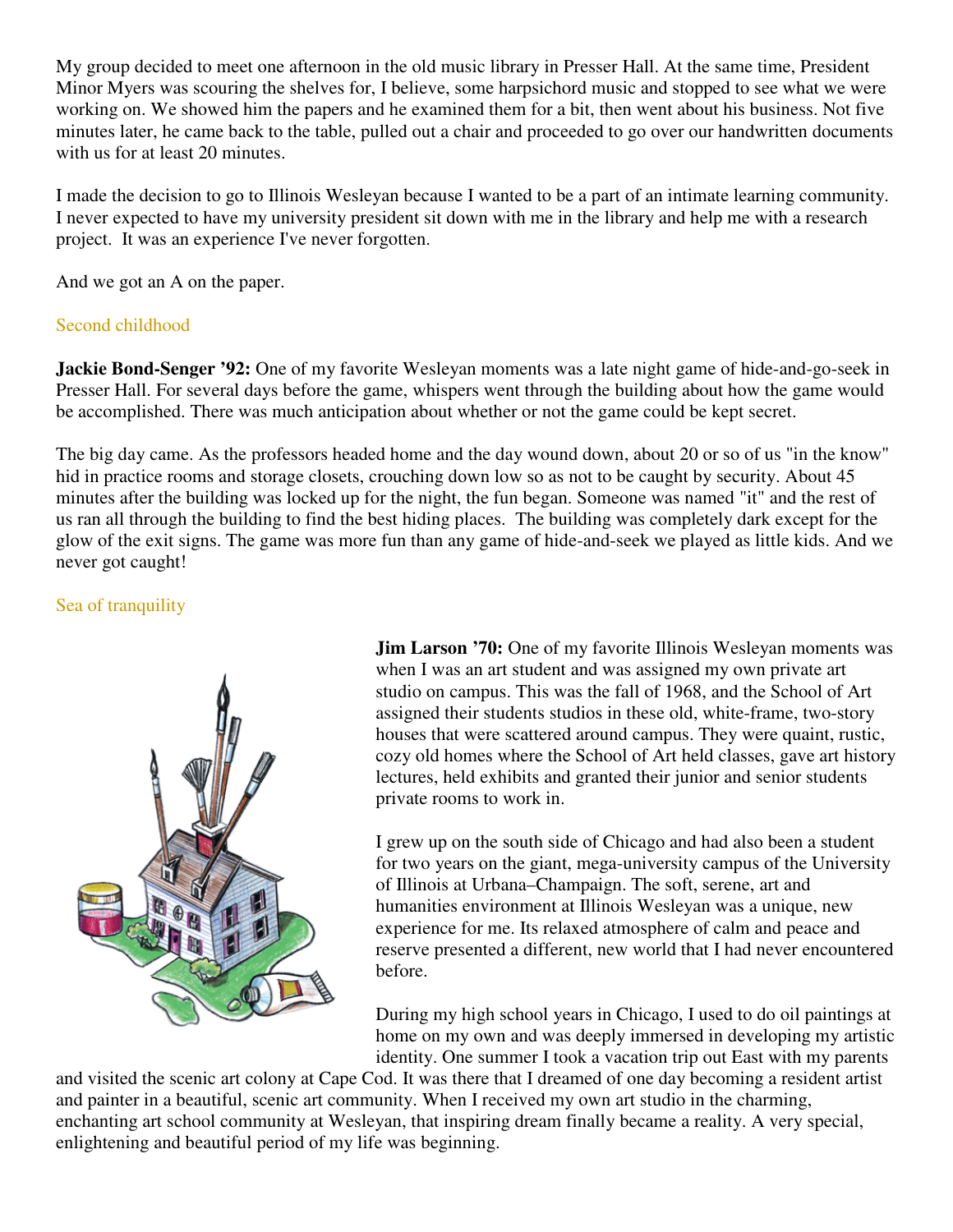My group decided to meet one afternoon in the old music library in Presser Hall. At the same time, President Minor Myers was scouring the shelves for, I believe, some harpsichord music and stopped to see what we were working on. We showed him the papers and he examined them for a bit, then went about his business. Not five minutes later, he came back to the table, pulled out a chair and proceeded to go over our handwritten documents with us for at least 20 minutes.

I made the decision to go to Illinois Wesleyan because I wanted to be a part of an intimate learning community. I never expected to have my university president sit down with me in the library and help me with a research project. It was an experience I've never forgotten.

And we got an A on the paper.

### Second childhood

**Jackie Bond-Senger '92:** One of my favorite Wesleyan moments was a late night game of hide-and-go-seek in Presser Hall. For several days before the game, whispers went through the building about how the game would be accomplished. There was much anticipation about whether or not the game could be kept secret.

The big day came. As the professors headed home and the day wound down, about 20 or so of us "in the know" hid in practice rooms and storage closets, crouching down low so as not to be caught by security. About 45 minutes after the building was locked up for the night, the fun began. Someone was named "it" and the rest of us ran all through the building to find the best hiding places. The building was completely dark except for the glow of the exit signs. The game was more fun than any game of hide-and-seek we played as little kids. And we never got caught!

### Sea of tranquility

**Jim Larson '70:** One of my favorite Illinois Wesleyan moments was when I was an art student and was assigned my own private art studio on campus. This was the fall of 1968, and the School of Art assigned their students studios in these old, white-frame, two-story houses that were scattered around campus. They were quaint, rustic, cozy old homes where the School of Art held classes, gave art history lectures, held exhibits and granted their junior and senior students private rooms to work in.

I grew up on the south side of Chicago and had also been a student for two years on the giant, mega-university campus of the University of Illinois at Urbana–Champaign. The soft, serene, art and humanities environment at Illinois Wesleyan was a unique, new experience for me. Its relaxed atmosphere of calm and peace and reserve presented a different, new world that I had never encountered before.

During my high school years in Chicago, I used to do oil paintings at home on my own and was deeply immersed in developing my artistic identity. One summer I took a vacation trip out East with my parents and visited the scenic art colony at Cape Cod. It was there that I dreamed of one day becoming a resident artist and painter in a beautiful, scenic art community. When I received my own art studio in the charming, enchanting art school community at Wesleyan, that inspiring dream finally became a reality. A very special, enlightening and beautiful period of my life was beginning.